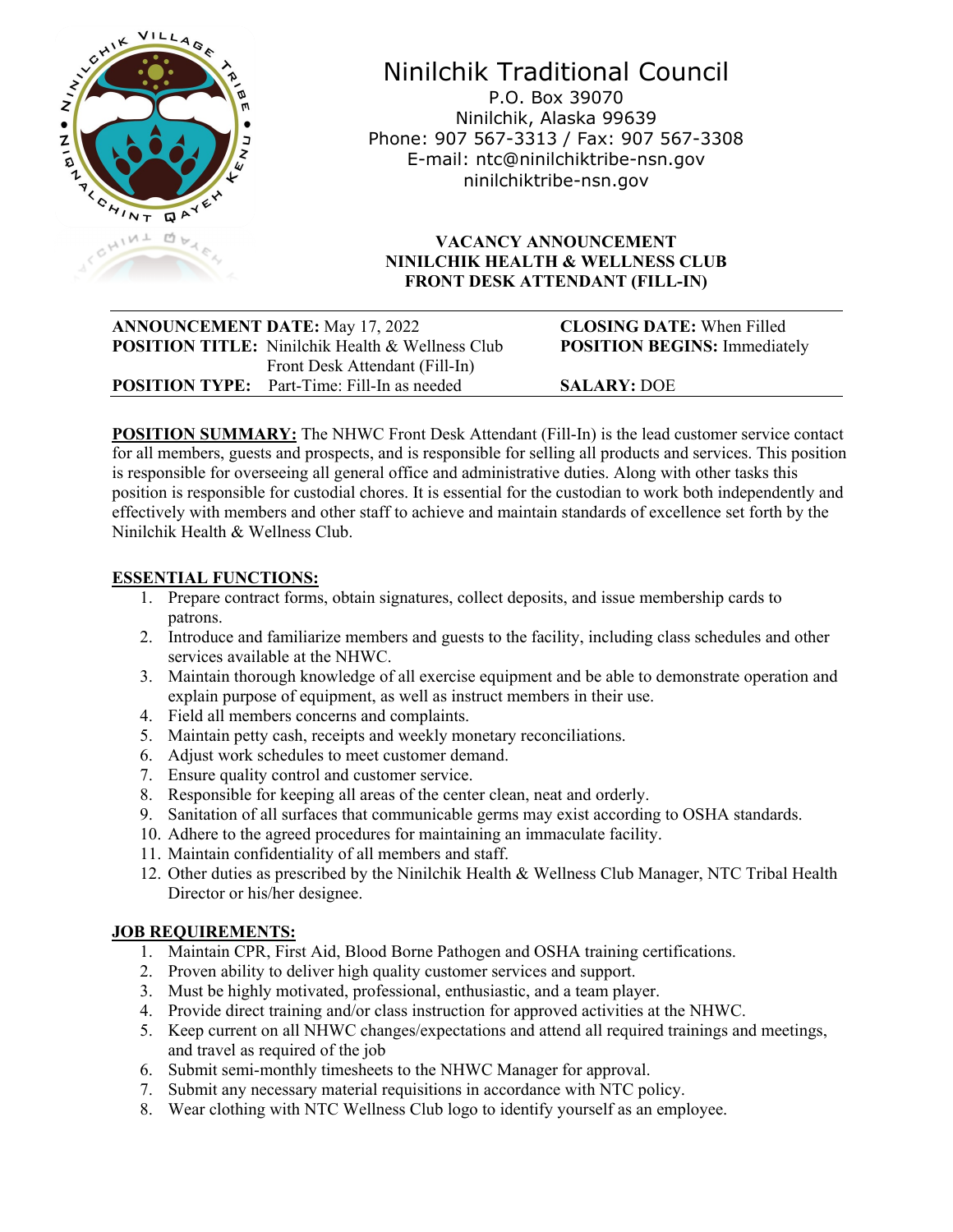# Ninilchik Traditional Council

P.O. Box 39070
Ninilchik, Alaska 99639
Phone: 907 567-3313 / Fax: 907 567-3308
E-mail: ntc@ninilchiktribe-nsn.gov
ninilchiktribe-nsn.gov

## VACANCY ANNOUNCEMENT
## NINILCHIK HEALTH & WELLNESS CLUB
## FRONT DESK ATTENDANT (FILL-IN)

**ANNOUNCEMENT DATE:** May 17, 2022
**CLOSING DATE:** When Filled
**POSITION TITLE:** Ninilchik Health & Wellness Club Front Desk Attendant (Fill-In)
**POSITION BEGINS:** Immediately
**POSITION TYPE:** Part-Time: Fill-In as needed
**SALARY:** DOE

**POSITION SUMMARY:** The NHWC Front Desk Attendant (Fill-In) is the lead customer service contact for all members, guests and prospects, and is responsible for selling all products and services. This position is responsible for overseeing all general office and administrative duties. Along with other tasks this position is responsible for custodial chores. It is essential for the custodian to work both independently and effectively with members and other staff to achieve and maintain standards of excellence set forth by the Ninilchik Health & Wellness Club.

**ESSENTIAL FUNCTIONS:**

1. Prepare contract forms, obtain signatures, collect deposits, and issue membership cards to patrons.
2. Introduce and familiarize members and guests to the facility, including class schedules and other services available at the NHWC.
3. Maintain thorough knowledge of all exercise equipment and be able to demonstrate operation and explain purpose of equipment, as well as instruct members in their use.
4. Field all members concerns and complaints.
5. Maintain petty cash, receipts and weekly monetary reconciliations.
6. Adjust work schedules to meet customer demand.
7. Ensure quality control and customer service.
8. Responsible for keeping all areas of the center clean, neat and orderly.
9. Sanitation of all surfaces that communicable germs may exist according to OSHA standards.
10. Adhere to the agreed procedures for maintaining an immaculate facility.
11. Maintain confidentiality of all members and staff.
12. Other duties as prescribed by the Ninilchik Health & Wellness Club Manager, NTC Tribal Health Director or his/her designee.

**JOB REQUIREMENTS:**

1. Maintain CPR, First Aid, Blood Borne Pathogen and OSHA training certifications.
2. Proven ability to deliver high quality customer services and support.
3. Must be highly motivated, professional, enthusiastic, and a team player.
4. Provide direct training and/or class instruction for approved activities at the NHWC.
5. Keep current on all NHWC changes/expectations and attend all required trainings and meetings, and travel as required of the job
6. Submit semi-monthly timesheets to the NHWC Manager for approval.
7. Submit any necessary material requisitions in accordance with NTC policy.
8. Wear clothing with NTC Wellness Club logo to identify yourself as an employee.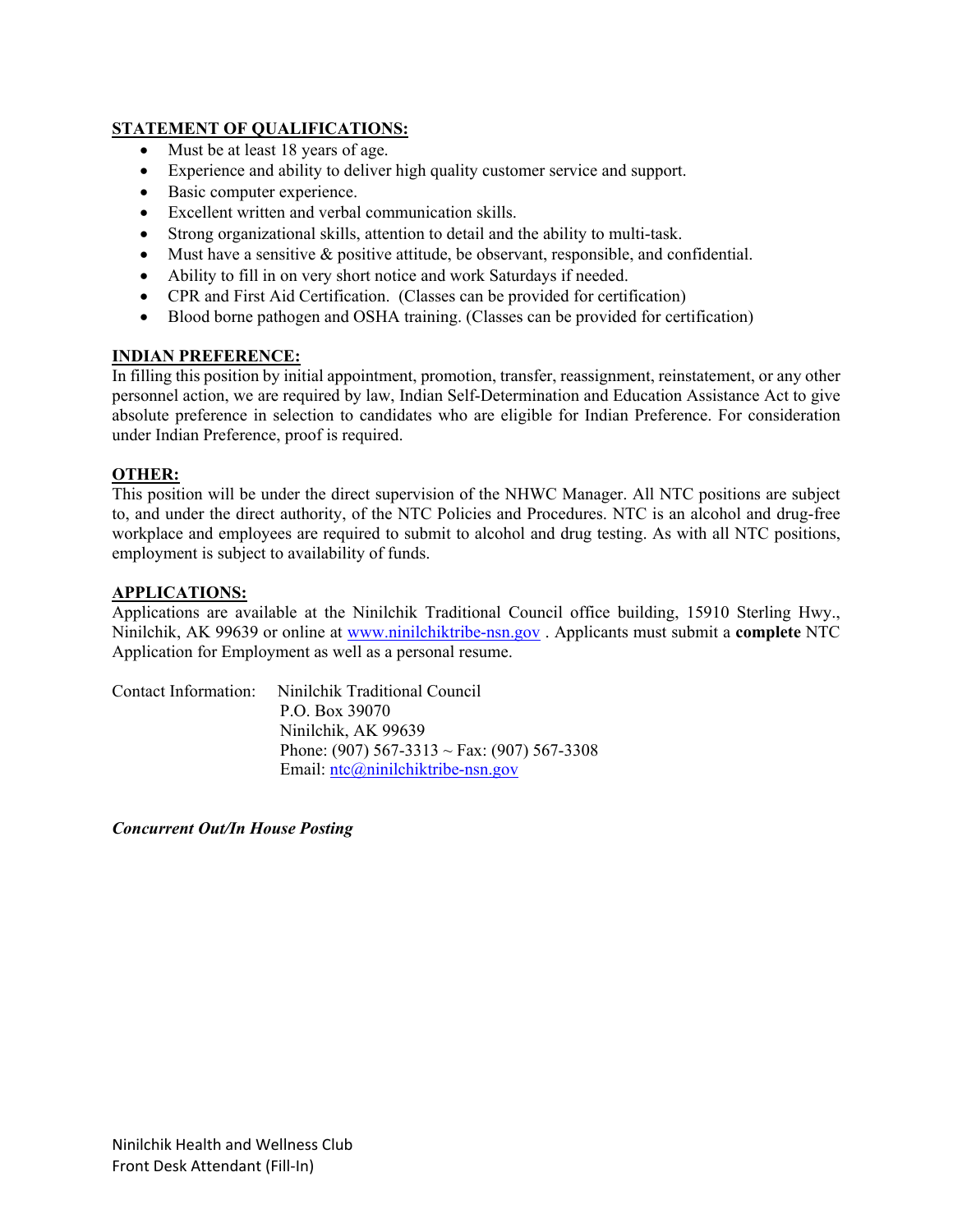**STATEMENT OF QUALIFICATIONS:**

- Must be at least 18 years of age.
- Experience and ability to deliver high quality customer service and support.
- Basic computer experience.
- Excellent written and verbal communication skills.
- Strong organizational skills, attention to detail and the ability to multi-task.
- Must have a sensitive & positive attitude, be observant, responsible, and confidential.
- Ability to fill in on very short notice and work Saturdays if needed.
- CPR and First Aid Certification. (Classes can be provided for certification)
- Blood borne pathogen and OSHA training. (Classes can be provided for certification)

**INDIAN PREFERENCE:**

In filling this position by initial appointment, promotion, transfer, reassignment, reinstatement, or any other personnel action, we are required by law, Indian Self-Determination and Education Assistance Act to give absolute preference in selection to candidates who are eligible for Indian Preference. For consideration under Indian Preference, proof is required.

**OTHER:**

This position will be under the direct supervision of the NHWC Manager. All NTC positions are subject to, and under the direct authority, of the NTC Policies and Procedures. NTC is an alcohol and drug-free workplace and employees are required to submit to alcohol and drug testing. As with all NTC positions, employment is subject to availability of funds.

**APPLICATIONS:**

Applications are available at the Ninilchik Traditional Council office building, 15910 Sterling Hwy., Ninilchik, AK 99639 or online at www.ninilchiktribe-nsn.gov . Applicants must submit a **complete** NTC Application for Employment as well as a personal resume.

Contact Information: Ninilchik Traditional Council
P.O. Box 39070
Ninilchik, AK 99639
Phone: (907) 567-3313 ~ Fax: (907) 567-3308
Email: ntc@ninilchiktribe-nsn.gov

***Concurrent Out/In House Posting***

Ninilchik Health and Wellness Club
Front Desk Attendant (Fill-In)